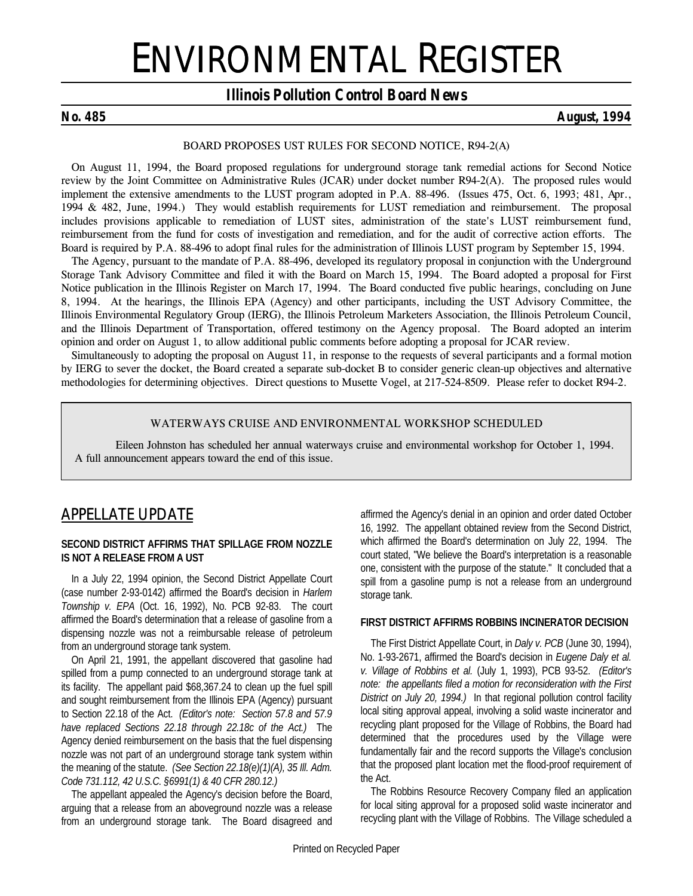# ENVIRONMENTAL REGISTER

## Illinois Pollution Control Board News

**No. 485** **August, 1994**

### BOARD PROPOSES UST RULES FOR SECOND NOTICE, R94-2(A)

On August 11, 1994, the Board proposed regulations for underground storage tank remedial actions for Second Notice review by the Joint Committee on Administrative Rules (JCAR) under docket number R94-2(A). The proposed rules would implement the extensive amendments to the LUST program adopted in P.A. 88-496. (Issues 475, Oct. 6, 1993; 481, Apr., 1994 & 482, June, 1994.) They would establish requirements for LUST remediation and reimbursement. The proposal includes provisions applicable to remediation of LUST sites, administration of the state's LUST reimbursement fund, reimbursement from the fund for costs of investigation and remediation, and for the audit of corrective action efforts. The Board is required by P.A. 88-496 to adopt final rules for the administration of Illinois LUST program by September 15, 1994.

The Agency, pursuant to the mandate of P.A. 88-496, developed its regulatory proposal in conjunction with the Underground Storage Tank Advisory Committee and filed it with the Board on March 15, 1994. The Board adopted a proposal for First Notice publication in the Illinois Register on March 17, 1994. The Board conducted five public hearings, concluding on June 8, 1994. At the hearings, the Illinois EPA (Agency) and other participants, including the UST Advisory Committee, the Illinois Environmental Regulatory Group (IERG), the Illinois Petroleum Marketers Association, the Illinois Petroleum Council, and the Illinois Department of Transportation, offered testimony on the Agency proposal. The Board adopted an interim opinion and order on August 1, to allow additional public comments before adopting a proposal for JCAR review.

Simultaneously to adopting the proposal on August 11, in response to the requests of several participants and a formal motion by IERG to sever the docket, the Board created a separate sub-docket B to consider generic clean-up objectives and alternative methodologies for determining objectives. Direct questions to Musette Vogel, at 217-524-8509. Please refer to docket R94-2.

### WATERWAYS CRUISE AND ENVIRONMENTAL WORKSHOP SCHEDULED

Eileen Johnston has scheduled her annual waterways cruise and environmental workshop for October 1, 1994. A full announcement appears toward the end of this issue.

## APPELLATE UPDATE

### SECOND DISTRICT AFFIRMS THAT SPILLAGE FROM NOZZLE IS NOT A RELEASE FROM A UST

In a July 22, 1994 opinion, the Second District Appellate Court (case number 2-93-0142) affirmed the Board's decision in *Harlem Township v. EPA* (Oct. 16, 1992), No. PCB 92-83. The court affirmed the Board's determination that a release of gasoline from a dispensing nozzle was not a reimbursable release of petroleum from an underground storage tank system.

On April 21, 1991, the appellant discovered that gasoline had spilled from a pump connected to an underground storage tank at its facility. The appellant paid $68,367.24 to clean up the fuel spill and sought reimbursement from the Illinois EPA (Agency) pursuant to Section 22.18 of the Act. *(Editor's note: Section 57.8 and 57.9 have replaced Sections 22.18 through 22.18c of the Act.)* The Agency denied reimbursement on the basis that the fuel dispensing nozzle was not part of an underground storage tank system within the meaning of the statute. *(See Section 22.18(e)(1)(A), 35 Ill. Adm. Code 731.112, 42 U.S.C. §6991(1) & 40 CFR 280.12.)*

The appellant appealed the Agency's decision before the Board, arguing that a release from an aboveground nozzle was a release from an underground storage tank. The Board disagreed and affirmed the Agency's denial in an opinion and order dated October 16, 1992. The appellant obtained review from the Second District, which affirmed the Board's determination on July 22, 1994. The court stated, "We believe the Board's interpretation is a reasonable one, consistent with the purpose of the statute." It concluded that a spill from a gasoline pump is not a release from an underground storage tank.

### FIRST DISTRICT AFFIRMS ROBBINS INCINERATOR DECISION

The First District Appellate Court, in *Daly v. PCB* (June 30, 1994), No. 1-93-2671, affirmed the Board's decision in *Eugene Daly et al. v. Village of Robbins et al.* (July 1, 1993), PCB 93-52. *(Editor's note: the appellants filed a motion for reconsideration with the First District on July 20, 1994.)* In that regional pollution control facility local siting approval appeal, involving a solid waste incinerator and recycling plant proposed for the Village of Robbins, the Board had determined that the procedures used by the Village were fundamentally fair and the record supports the Village's conclusion that the proposed plant location met the flood-proof requirement of the Act.

The Robbins Resource Recovery Company filed an application for local siting approval for a proposed solid waste incinerator and recycling plant with the Village of Robbins. The Village scheduled a

Printed on Recycled Paper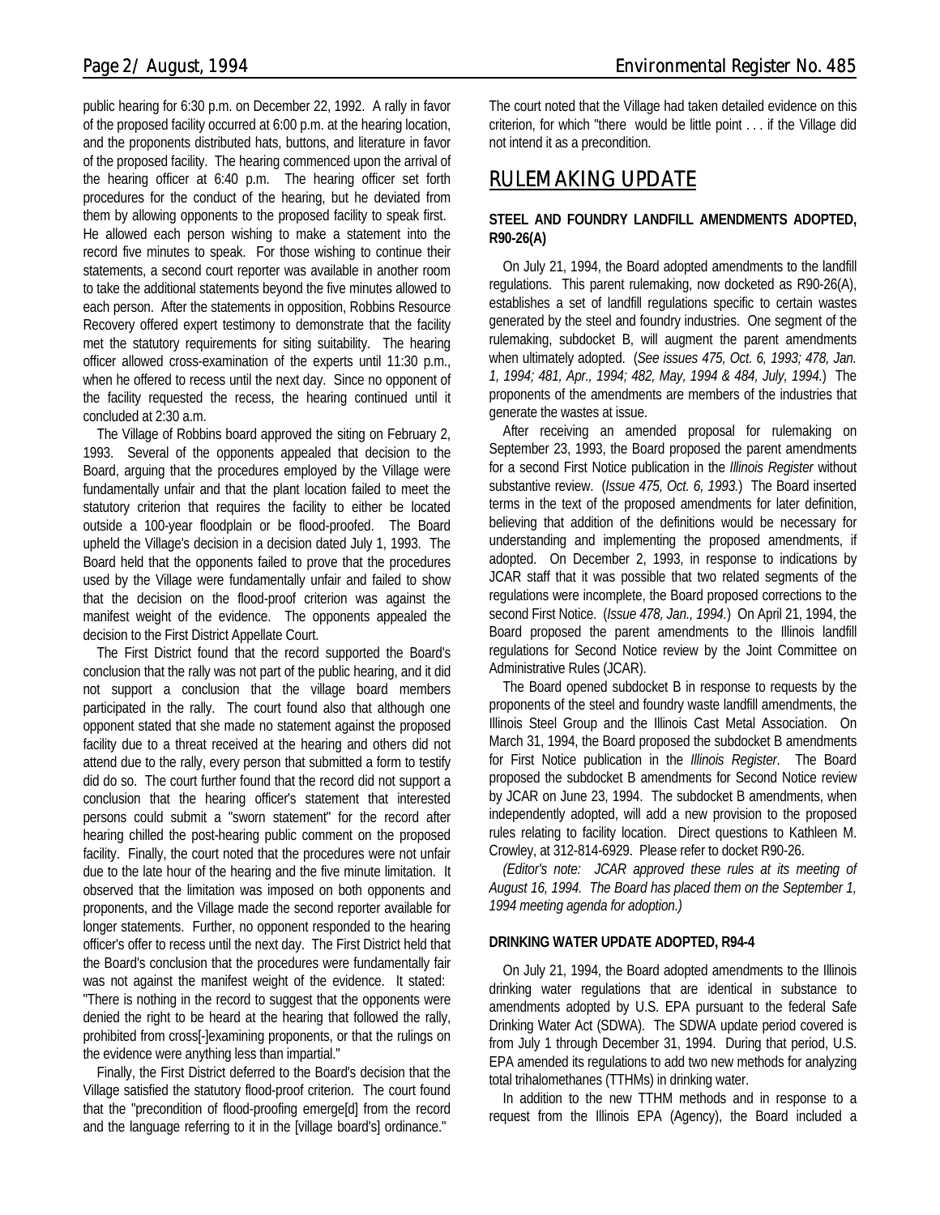public hearing for 6:30 p.m. on December 22, 1992. A rally in favor of the proposed facility occurred at 6:00 p.m. at the hearing location, and the proponents distributed hats, buttons, and literature in favor of the proposed facility. The hearing commenced upon the arrival of the hearing officer at 6:40 p.m. The hearing officer set forth procedures for the conduct of the hearing, but he deviated from them by allowing opponents to the proposed facility to speak first. He allowed each person wishing to make a statement into the record five minutes to speak. For those wishing to continue their statements, a second court reporter was available in another room to take the additional statements beyond the five minutes allowed to each person. After the statements in opposition, Robbins Resource Recovery offered expert testimony to demonstrate that the facility met the statutory requirements for siting suitability. The hearing officer allowed cross-examination of the experts until 11:30 p.m., when he offered to recess until the next day. Since no opponent of the facility requested the recess, the hearing continued until it concluded at 2:30 a.m.

The Village of Robbins board approved the siting on February 2, 1993. Several of the opponents appealed that decision to the Board, arguing that the procedures employed by the Village were fundamentally unfair and that the plant location failed to meet the statutory criterion that requires the facility to either be located outside a 100-year floodplain or be flood-proofed. The Board upheld the Village's decision in a decision dated July 1, 1993. The Board held that the opponents failed to prove that the procedures used by the Village were fundamentally unfair and failed to show that the decision on the flood-proof criterion was against the manifest weight of the evidence. The opponents appealed the decision to the First District Appellate Court.

The First District found that the record supported the Board's conclusion that the rally was not part of the public hearing, and it did not support a conclusion that the village board members participated in the rally. The court found also that although one opponent stated that she made no statement against the proposed facility due to a threat received at the hearing and others did not attend due to the rally, every person that submitted a form to testify did do so. The court further found that the record did not support a conclusion that the hearing officer's statement that interested persons could submit a "sworn statement" for the record after hearing chilled the post-hearing public comment on the proposed facility. Finally, the court noted that the procedures were not unfair due to the late hour of the hearing and the five minute limitation. It observed that the limitation was imposed on both opponents and proponents, and the Village made the second reporter available for longer statements. Further, no opponent responded to the hearing officer's offer to recess until the next day. The First District held that the Board's conclusion that the procedures were fundamentally fair was not against the manifest weight of the evidence. It stated: "There is nothing in the record to suggest that the opponents were denied the right to be heard at the hearing that followed the rally, prohibited from cross[-]examining proponents, or that the rulings on the evidence were anything less than impartial."

Finally, the First District deferred to the Board's decision that the Village satisfied the statutory flood-proof criterion. The court found that the "precondition of flood-proofing emerge[d] from the record and the language referring to it in the [village board's] ordinance." The court noted that the Village had taken detailed evidence on this criterion, for which "there would be little point . . . if the Village did not intend it as a precondition.

## RULEMAKING UPDATE

### STEEL AND FOUNDRY LANDFILL AMENDMENTS ADOPTED, R90-26(A)

On July 21, 1994, the Board adopted amendments to the landfill regulations. This parent rulemaking, now docketed as R90-26(A), establishes a set of landfill regulations specific to certain wastes generated by the steel and foundry industries. One segment of the rulemaking, subdocket B, will augment the parent amendments when ultimately adopted. (*See issues 475, Oct. 6, 1993; 478, Jan. 1, 1994; 481, Apr., 1994; 482, May, 1994 & 484, July, 1994.*) The proponents of the amendments are members of the industries that generate the wastes at issue.

After receiving an amended proposal for rulemaking on September 23, 1993, the Board proposed the parent amendments for a second First Notice publication in the *Illinois Register* without substantive review. (*Issue 475, Oct. 6, 1993.*) The Board inserted terms in the text of the proposed amendments for later definition, believing that addition of the definitions would be necessary for understanding and implementing the proposed amendments, if adopted. On December 2, 1993, in response to indications by JCAR staff that it was possible that two related segments of the regulations were incomplete, the Board proposed corrections to the second First Notice. (*Issue 478, Jan., 1994.*) On April 21, 1994, the Board proposed the parent amendments to the Illinois landfill regulations for Second Notice review by the Joint Committee on Administrative Rules (JCAR).

The Board opened subdocket B in response to requests by the proponents of the steel and foundry waste landfill amendments, the Illinois Steel Group and the Illinois Cast Metal Association. On March 31, 1994, the Board proposed the subdocket B amendments for First Notice publication in the *Illinois Register*. The Board proposed the subdocket B amendments for Second Notice review by JCAR on June 23, 1994. The subdocket B amendments, when independently adopted, will add a new provision to the proposed rules relating to facility location. Direct questions to Kathleen M. Crowley, at 312-814-6929. Please refer to docket R90-26.

*(Editor's note: JCAR approved these rules at its meeting of August 16, 1994. The Board has placed them on the September 1, 1994 meeting agenda for adoption.)*

### DRINKING WATER UPDATE ADOPTED, R94-4

On July 21, 1994, the Board adopted amendments to the Illinois drinking water regulations that are identical in substance to amendments adopted by U.S. EPA pursuant to the federal Safe Drinking Water Act (SDWA). The SDWA update period covered is from July 1 through December 31, 1994. During that period, U.S. EPA amended its regulations to add two new methods for analyzing total trihalomethanes (TTHMs) in drinking water.

In addition to the new TTHM methods and in response to a request from the Illinois EPA (Agency), the Board included a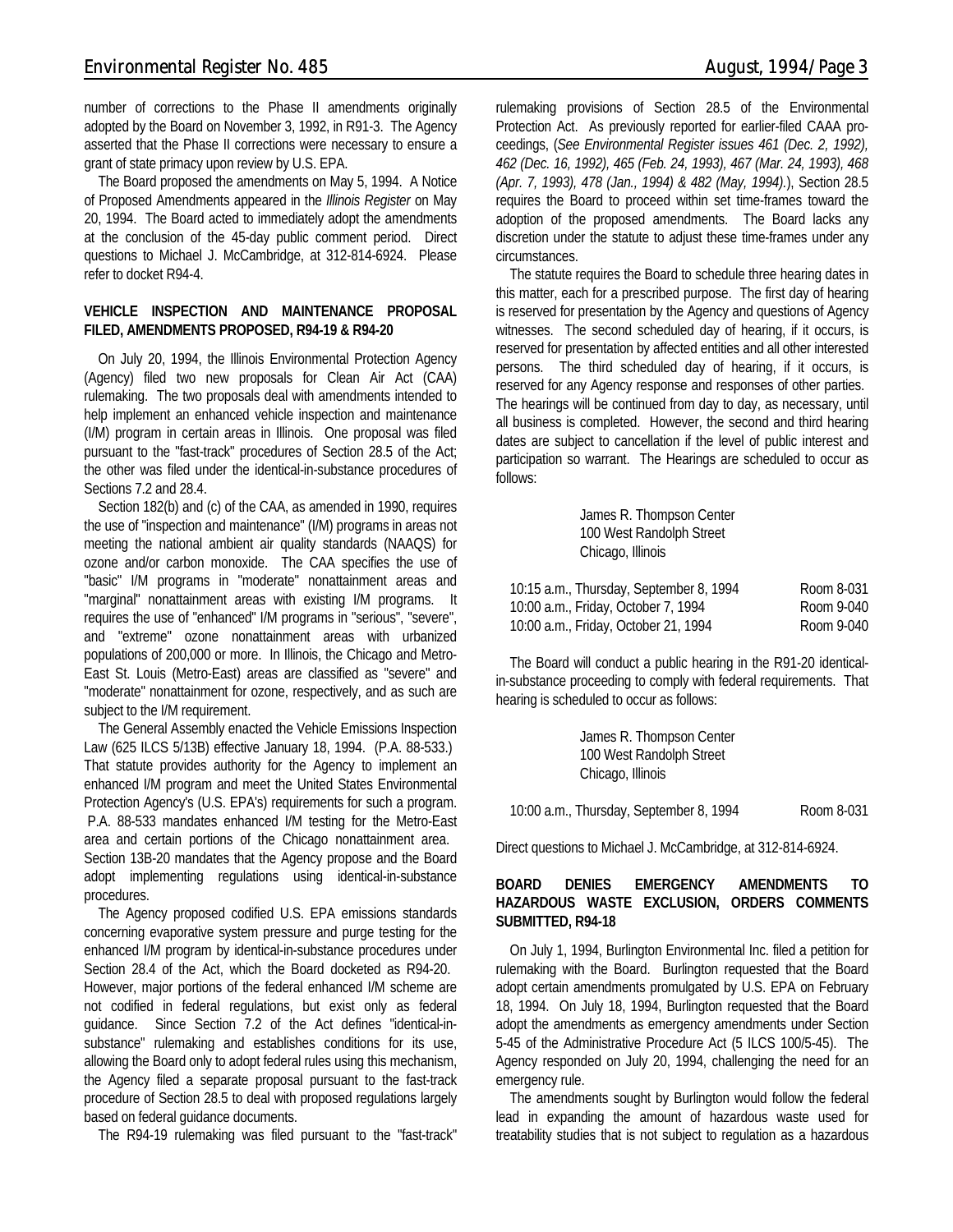number of corrections to the Phase II amendments originally adopted by the Board on November 3, 1992, in R91-3. The Agency asserted that the Phase II corrections were necessary to ensure a grant of state primacy upon review by U.S. EPA.

The Board proposed the amendments on May 5, 1994. A Notice of Proposed Amendments appeared in the *Illinois Register* on May 20, 1994. The Board acted to immediately adopt the amendments at the conclusion of the 45-day public comment period. Direct questions to Michael J. McCambridge, at 312-814-6924. Please refer to docket R94-4.

**VEHICLE INSPECTION AND MAINTENANCE PROPOSAL FILED, AMENDMENTS PROPOSED, R94-19 & R94-20**

On July 20, 1994, the Illinois Environmental Protection Agency (Agency) filed two new proposals for Clean Air Act (CAA) rulemaking. The two proposals deal with amendments intended to help implement an enhanced vehicle inspection and maintenance (I/M) program in certain areas in Illinois. One proposal was filed pursuant to the "fast-track" procedures of Section 28.5 of the Act; the other was filed under the identical-in-substance procedures of Sections 7.2 and 28.4.

Section 182(b) and (c) of the CAA, as amended in 1990, requires the use of "inspection and maintenance" (I/M) programs in areas not meeting the national ambient air quality standards (NAAQS) for ozone and/or carbon monoxide. The CAA specifies the use of "basic" I/M programs in "moderate" nonattainment areas and "marginal" nonattainment areas with existing I/M programs. It requires the use of "enhanced" I/M programs in "serious", "severe", and "extreme" ozone nonattainment areas with urbanized populations of 200,000 or more. In Illinois, the Chicago and Metro-East St. Louis (Metro-East) areas are classified as "severe" and "moderate" nonattainment for ozone, respectively, and as such are subject to the I/M requirement.

The General Assembly enacted the Vehicle Emissions Inspection Law (625 ILCS 5/13B) effective January 18, 1994. (P.A. 88-533.) That statute provides authority for the Agency to implement an enhanced I/M program and meet the United States Environmental Protection Agency's (U.S. EPA's) requirements for such a program. P.A. 88-533 mandates enhanced I/M testing for the Metro-East area and certain portions of the Chicago nonattainment area. Section 13B-20 mandates that the Agency propose and the Board adopt implementing regulations using identical-in-substance procedures.

The Agency proposed codified U.S. EPA emissions standards concerning evaporative system pressure and purge testing for the enhanced I/M program by identical-in-substance procedures under Section 28.4 of the Act, which the Board docketed as R94-20. However, major portions of the federal enhanced I/M scheme are not codified in federal regulations, but exist only as federal guidance. Since Section 7.2 of the Act defines "identical-in-substance" rulemaking and establishes conditions for its use, allowing the Board only to adopt federal rules using this mechanism, the Agency filed a separate proposal pursuant to the fast-track procedure of Section 28.5 to deal with proposed regulations largely based on federal guidance documents.

The R94-19 rulemaking was filed pursuant to the "fast-track" rulemaking provisions of Section 28.5 of the Environmental Protection Act. As previously reported for earlier-filed CAAA proceedings, (*See Environmental Register issues 461 (Dec. 2, 1992), 462 (Dec. 16, 1992), 465 (Feb. 24, 1993), 467 (Mar. 24, 1993), 468 (Apr. 7, 1993), 478 (Jan., 1994) & 482 (May, 1994).*), Section 28.5 requires the Board to proceed within set time-frames toward the adoption of the proposed amendments. The Board lacks any discretion under the statute to adjust these time-frames under any circumstances.

The statute requires the Board to schedule three hearing dates in this matter, each for a prescribed purpose. The first day of hearing is reserved for presentation by the Agency and questions of Agency witnesses. The second scheduled day of hearing, if it occurs, is reserved for presentation by affected entities and all other interested persons. The third scheduled day of hearing, if it occurs, is reserved for any Agency response and responses of other parties. The hearings will be continued from day to day, as necessary, until all business is completed. However, the second and third hearing dates are subject to cancellation if the level of public interest and participation so warrant. The Hearings are scheduled to occur as follows:

James R. Thompson Center
100 West Randolph Street
Chicago, Illinois

| | |
|---|---|
| 10:15 a.m., Thursday, September 8, 1994 | Room 8-031 |
| 10:00 a.m., Friday, October 7, 1994 | Room 9-040 |
| 10:00 a.m., Friday, October 21, 1994 | Room 9-040 |

The Board will conduct a public hearing in the R91-20 identical-in-substance proceeding to comply with federal requirements. That hearing is scheduled to occur as follows:

James R. Thompson Center
100 West Randolph Street
Chicago, Illinois

| | |
|---|---|
| 10:00 a.m., Thursday, September 8, 1994 | Room 8-031 |

Direct questions to Michael J. McCambridge, at 312-814-6924.

**BOARD DENIES EMERGENCY AMENDMENTS TO HAZARDOUS WASTE EXCLUSION, ORDERS COMMENTS SUBMITTED, R94-18**

On July 1, 1994, Burlington Environmental Inc. filed a petition for rulemaking with the Board. Burlington requested that the Board adopt certain amendments promulgated by U.S. EPA on February 18, 1994. On July 18, 1994, Burlington requested that the Board adopt the amendments as emergency amendments under Section 5-45 of the Administrative Procedure Act (5 ILCS 100/5-45). The Agency responded on July 20, 1994, challenging the need for an emergency rule.

The amendments sought by Burlington would follow the federal lead in expanding the amount of hazardous waste used for treatability studies that is not subject to regulation as a hazardous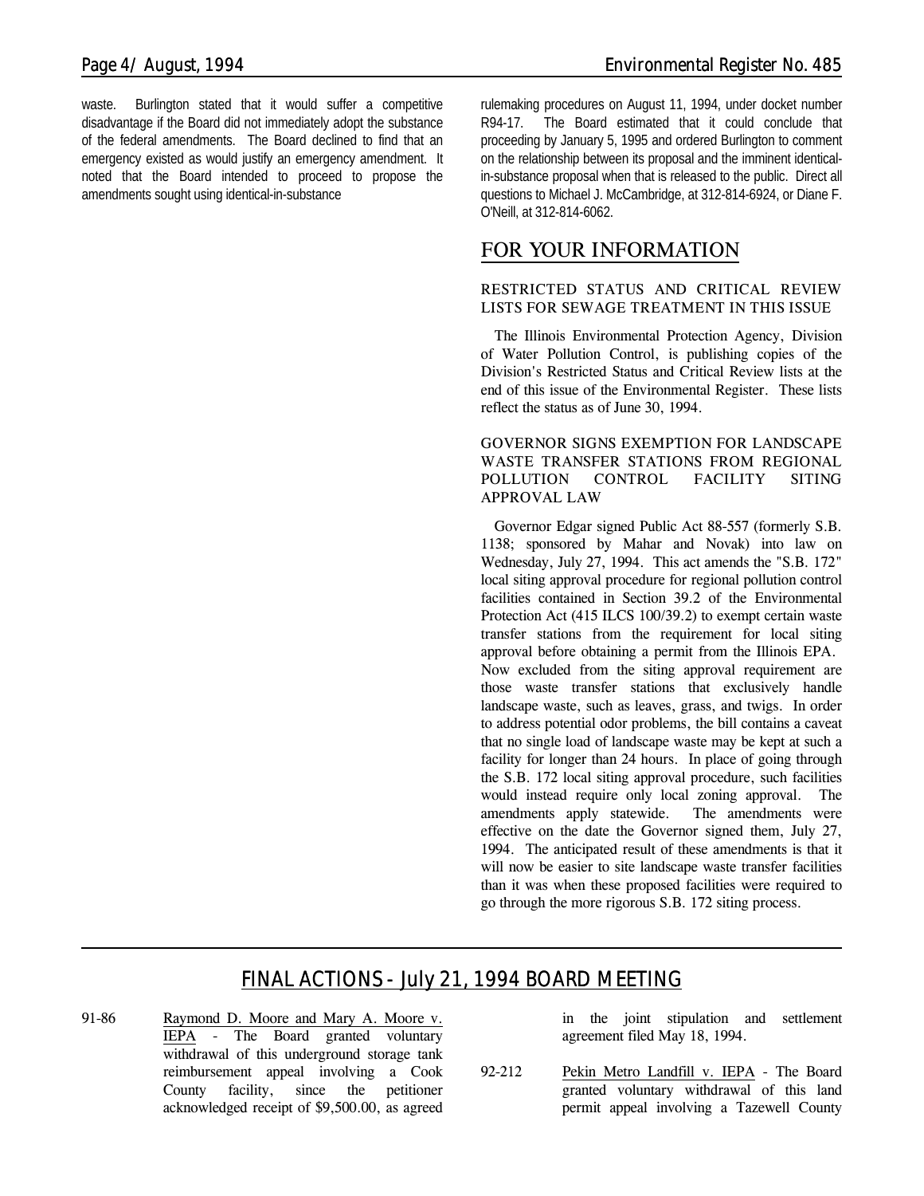waste. Burlington stated that it would suffer a competitive disadvantage if the Board did not immediately adopt the substance of the federal amendments. The Board declined to find that an emergency existed as would justify an emergency amendment. It noted that the Board intended to proceed to propose the amendments sought using identical-in-substance rulemaking procedures on August 11, 1994, under docket number R94-17. The Board estimated that it could conclude that proceeding by January 5, 1995 and ordered Burlington to comment on the relationship between its proposal and the imminent identical-in-substance proposal when that is released to the public. Direct all questions to Michael J. McCambridge, at 312-814-6924, or Diane F. O'Neill, at 312-814-6062.

## FOR YOUR INFORMATION

### RESTRICTED STATUS AND CRITICAL REVIEW LISTS FOR SEWAGE TREATMENT IN THIS ISSUE

The Illinois Environmental Protection Agency, Division of Water Pollution Control, is publishing copies of the Division's Restricted Status and Critical Review lists at the end of this issue of the Environmental Register. These lists reflect the status as of June 30, 1994.

### GOVERNOR SIGNS EXEMPTION FOR LANDSCAPE WASTE TRANSFER STATIONS FROM REGIONAL POLLUTION CONTROL FACILITY SITING APPROVAL LAW

Governor Edgar signed Public Act 88-557 (formerly S.B. 1138; sponsored by Mahar and Novak) into law on Wednesday, July 27, 1994. This act amends the "S.B. 172" local siting approval procedure for regional pollution control facilities contained in Section 39.2 of the Environmental Protection Act (415 ILCS 100/39.2) to exempt certain waste transfer stations from the requirement for local siting approval before obtaining a permit from the Illinois EPA. Now excluded from the siting approval requirement are those waste transfer stations that exclusively handle landscape waste, such as leaves, grass, and twigs. In order to address potential odor problems, the bill contains a caveat that no single load of landscape waste may be kept at such a facility for longer than 24 hours. In place of going through the S.B. 172 local siting approval procedure, such facilities would instead require only local zoning approval. The amendments apply statewide. The amendments were effective on the date the Governor signed them, July 27, 1994. The anticipated result of these amendments is that it will now be easier to site landscape waste transfer facilities than it was when these proposed facilities were required to go through the more rigorous S.B. 172 siting process.

---

## FINAL ACTIONS - July 21, 1994 BOARD MEETING

91-86 Raymond D. Moore and Mary A. Moore v. IEPA - The Board granted voluntary withdrawal of this underground storage tank reimbursement appeal involving a Cook County facility, since the petitioner acknowledged receipt of $9,500.00, as agreed in the joint stipulation and settlement agreement filed May 18, 1994.

92-212 Pekin Metro Landfill v. IEPA - The Board granted voluntary withdrawal of this land permit appeal involving a Tazewell County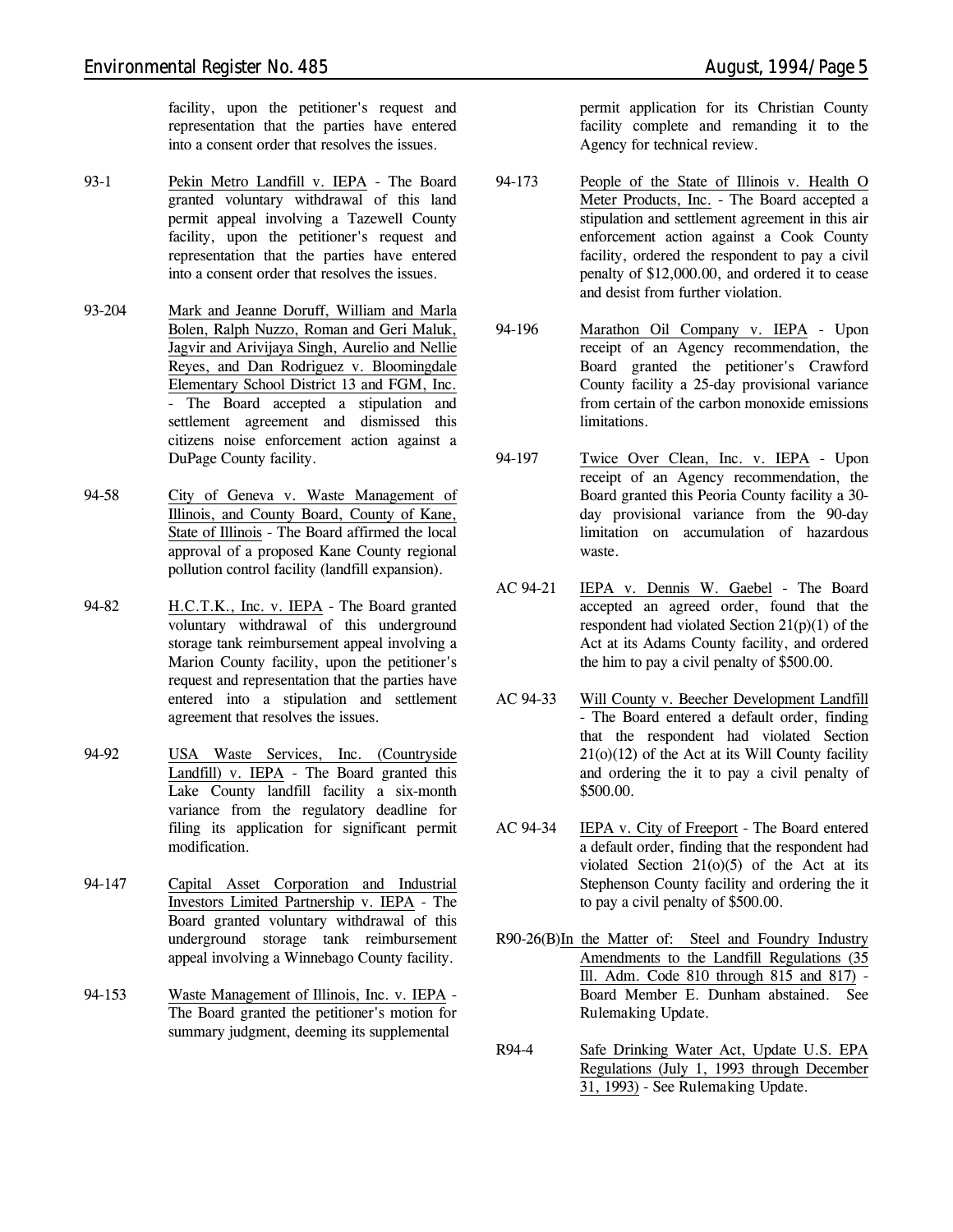facility, upon the petitioner's request and representation that the parties have entered into a consent order that resolves the issues.

93-1 Pekin Metro Landfill v. IEPA - The Board granted voluntary withdrawal of this land permit appeal involving a Tazewell County facility, upon the petitioner's request and representation that the parties have entered into a consent order that resolves the issues.

93-204 Mark and Jeanne Doruff, William and Marla Bolen, Ralph Nuzzo, Roman and Geri Maluk, Jagvir and Arivijaya Singh, Aurelio and Nellie Reyes, and Dan Rodriguez v. Bloomingdale Elementary School District 13 and FGM, Inc. - The Board accepted a stipulation and settlement agreement and dismissed this citizens noise enforcement action against a DuPage County facility.

94-58 City of Geneva v. Waste Management of Illinois, and County Board, County of Kane, State of Illinois - The Board affirmed the local approval of a proposed Kane County regional pollution control facility (landfill expansion).

94-82 H.C.T.K., Inc. v. IEPA - The Board granted voluntary withdrawal of this underground storage tank reimbursement appeal involving a Marion County facility, upon the petitioner's request and representation that the parties have entered into a stipulation and settlement agreement that resolves the issues.

94-92 USA Waste Services, Inc. (Countryside Landfill) v. IEPA - The Board granted this Lake County landfill facility a six-month variance from the regulatory deadline for filing its application for significant permit modification.

94-147 Capital Asset Corporation and Industrial Investors Limited Partnership v. IEPA - The Board granted voluntary withdrawal of this underground storage tank reimbursement appeal involving a Winnebago County facility.

94-153 Waste Management of Illinois, Inc. v. IEPA - The Board granted the petitioner's motion for summary judgment, deeming its supplemental permit application for its Christian County facility complete and remanding it to the Agency for technical review.

94-173 People of the State of Illinois v. Health O Meter Products, Inc. - The Board accepted a stipulation and settlement agreement in this air enforcement action against a Cook County facility, ordered the respondent to pay a civil penalty of $12,000.00, and ordered it to cease and desist from further violation.

94-196 Marathon Oil Company v. IEPA - Upon receipt of an Agency recommendation, the Board granted the petitioner's Crawford County facility a 25-day provisional variance from certain of the carbon monoxide emissions limitations.

94-197 Twice Over Clean, Inc. v. IEPA - Upon receipt of an Agency recommendation, the Board granted this Peoria County facility a 30-day provisional variance from the 90-day limitation on accumulation of hazardous waste.

AC 94-21 IEPA v. Dennis W. Gaebel - The Board accepted an agreed order, found that the respondent had violated Section 21(p)(1) of the Act at its Adams County facility, and ordered the him to pay a civil penalty of $500.00.

AC 94-33 Will County v. Beecher Development Landfill - The Board entered a default order, finding that the respondent had violated Section 21(o)(12) of the Act at its Will County facility and ordering the it to pay a civil penalty of $500.00.

AC 94-34 IEPA v. City of Freeport - The Board entered a default order, finding that the respondent had violated Section 21(o)(5) of the Act at its Stephenson County facility and ordering the it to pay a civil penalty of $500.00.

R90-26(B) In the Matter of: Steel and Foundry Industry Amendments to the Landfill Regulations (35 Ill. Adm. Code 810 through 815 and 817) - Board Member E. Dunham abstained. See Rulemaking Update.

R94-4 Safe Drinking Water Act, Update U.S. EPA Regulations (July 1, 1993 through December 31, 1993) - See Rulemaking Update.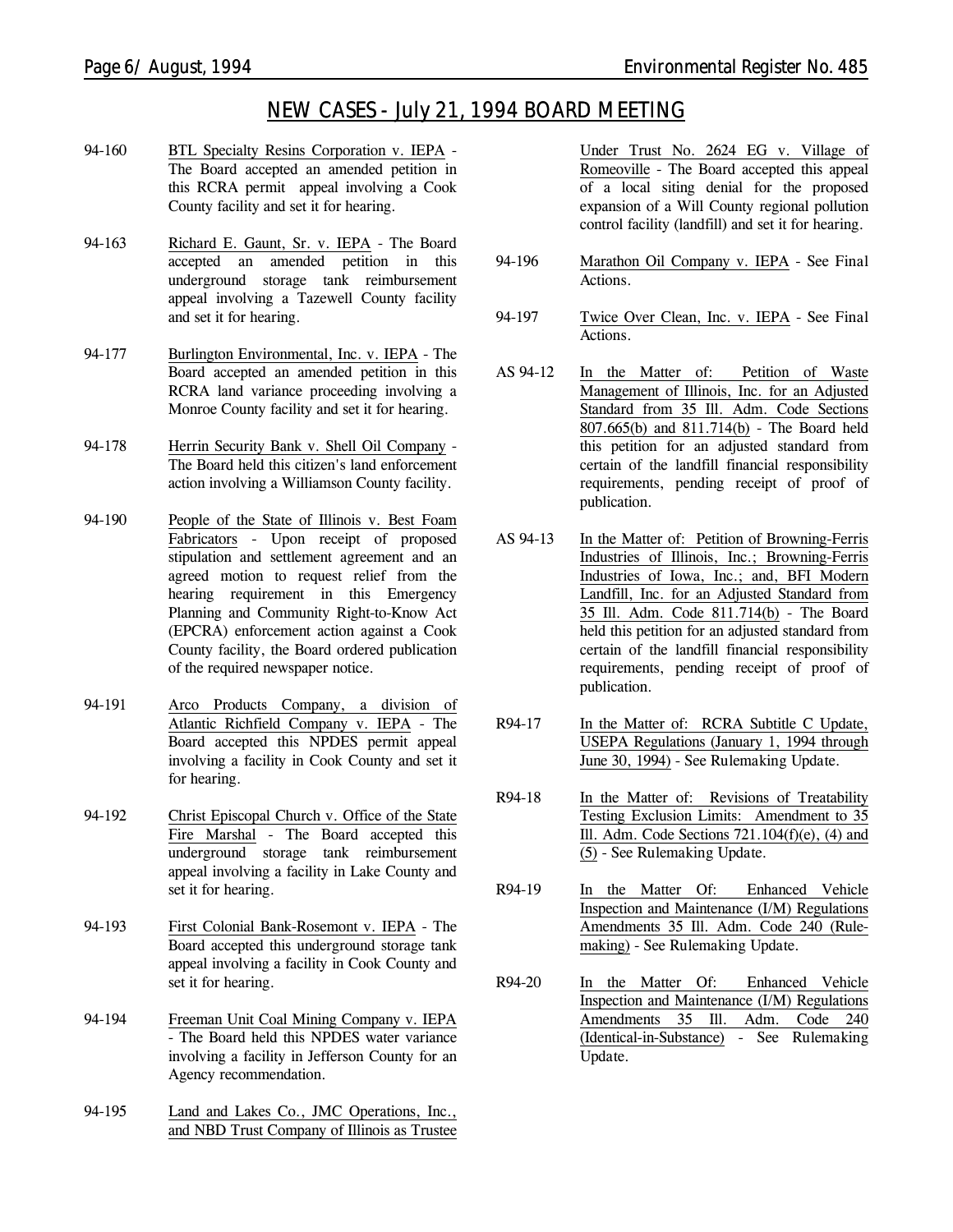## NEW CASES - July 21, 1994 BOARD MEETING

94-160 BTL Specialty Resins Corporation v. IEPA - The Board accepted an amended petition in this RCRA permit appeal involving a Cook County facility and set it for hearing.

94-163 Richard E. Gaunt, Sr. v. IEPA - The Board accepted an amended petition in this underground storage tank reimbursement appeal involving a Tazewell County facility and set it for hearing.

94-177 Burlington Environmental, Inc. v. IEPA - The Board accepted an amended petition in this RCRA land variance proceeding involving a Monroe County facility and set it for hearing.

94-178 Herrin Security Bank v. Shell Oil Company - The Board held this citizen's land enforcement action involving a Williamson County facility.

94-190 People of the State of Illinois v. Best Foam Fabricators - Upon receipt of proposed stipulation and settlement agreement and an agreed motion to request relief from the hearing requirement in this Emergency Planning and Community Right-to-Know Act (EPCRA) enforcement action against a Cook County facility, the Board ordered publication of the required newspaper notice.

94-191 Arco Products Company, a division of Atlantic Richfield Company v. IEPA - The Board accepted this NPDES permit appeal involving a facility in Cook County and set it for hearing.

94-192 Christ Episcopal Church v. Office of the State Fire Marshal - The Board accepted this underground storage tank reimbursement appeal involving a facility in Lake County and set it for hearing.

94-193 First Colonial Bank-Rosemont v. IEPA - The Board accepted this underground storage tank appeal involving a facility in Cook County and set it for hearing.

94-194 Freeman Unit Coal Mining Company v. IEPA - The Board held this NPDES water variance involving a facility in Jefferson County for an Agency recommendation.

94-195 Land and Lakes Co., JMC Operations, Inc., and NBD Trust Company of Illinois as Trustee Under Trust No. 2624 EG v. Village of Romeoville - The Board accepted this appeal of a local siting denial for the proposed expansion of a Will County regional pollution control facility (landfill) and set it for hearing.

94-196 Marathon Oil Company v. IEPA - See Final Actions.

94-197 Twice Over Clean, Inc. v. IEPA - See Final Actions.

AS 94-12 In the Matter of: Petition of Waste Management of Illinois, Inc. for an Adjusted Standard from 35 Ill. Adm. Code Sections 807.665(b) and 811.714(b) - The Board held this petition for an adjusted standard from certain of the landfill financial responsibility requirements, pending receipt of proof of publication.

AS 94-13 In the Matter of: Petition of Browning-Ferris Industries of Illinois, Inc.; Browning-Ferris Industries of Iowa, Inc.; and, BFI Modern Landfill, Inc. for an Adjusted Standard from 35 Ill. Adm. Code 811.714(b) - The Board held this petition for an adjusted standard from certain of the landfill financial responsibility requirements, pending receipt of proof of publication.

R94-17 In the Matter of: RCRA Subtitle C Update, USEPA Regulations (January 1, 1994 through June 30, 1994) - See Rulemaking Update.

R94-18 In the Matter of: Revisions of Treatability Testing Exclusion Limits: Amendment to 35 Ill. Adm. Code Sections 721.104(f)(e), (4) and (5) - See Rulemaking Update.

R94-19 In the Matter Of: Enhanced Vehicle Inspection and Maintenance (I/M) Regulations Amendments 35 Ill. Adm. Code 240 (Rulemaking) - See Rulemaking Update.

R94-20 In the Matter Of: Enhanced Vehicle Inspection and Maintenance (I/M) Regulations Amendments 35 Ill. Adm. Code 240 (Identical-in-Substance) - See Rulemaking Update.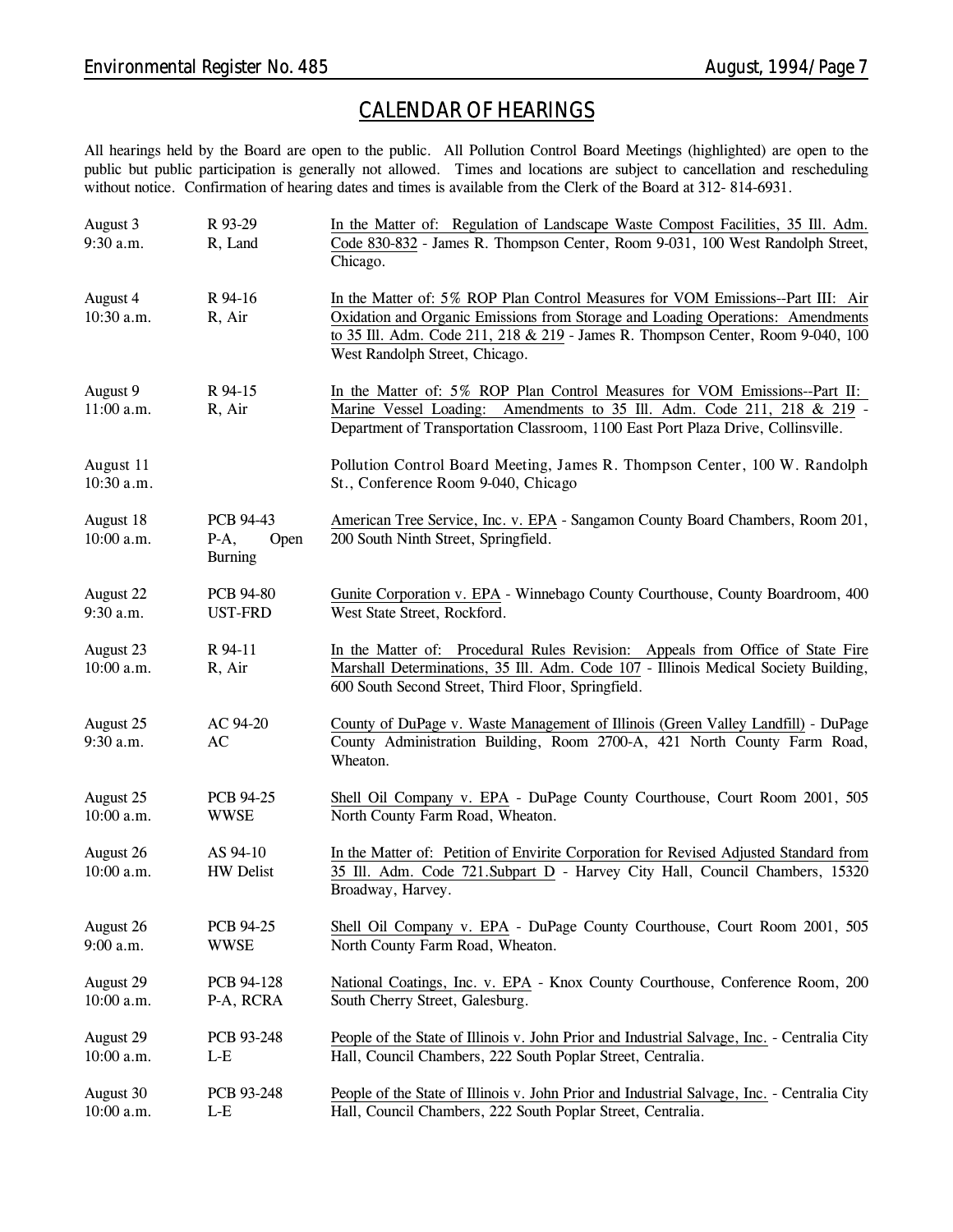# CALENDAR OF HEARINGS

All hearings held by the Board are open to the public. All Pollution Control Board Meetings (highlighted) are open to the public but public participation is generally not allowed. Times and locations are subject to cancellation and rescheduling without notice. Confirmation of hearing dates and times is available from the Clerk of the Board at 312- 814-6931.

| Date/Time | Case No./Type | Description |
|---|---|---|
| August 3<br>9:30 a.m. | R 93-29<br>R, Land | In the Matter of: Regulation of Landscape Waste Compost Facilities, 35 Ill. Adm. Code 830-832 - James R. Thompson Center, Room 9-031, 100 West Randolph Street, Chicago. |
| August 4<br>10:30 a.m. | R 94-16<br>R, Air | In the Matter of: 5% ROP Plan Control Measures for VOM Emissions--Part III: Air Oxidation and Organic Emissions from Storage and Loading Operations: Amendments to 35 Ill. Adm. Code 211, 218 & 219 - James R. Thompson Center, Room 9-040, 100 West Randolph Street, Chicago. |
| August 9<br>11:00 a.m. | R 94-15<br>R, Air | In the Matter of: 5% ROP Plan Control Measures for VOM Emissions--Part II: Marine Vessel Loading: Amendments to 35 Ill. Adm. Code 211, 218 & 219 - Department of Transportation Classroom, 1100 East Port Plaza Drive, Collinsville. |
| August 11<br>10:30 a.m. | | Pollution Control Board Meeting, James R. Thompson Center, 100 W. Randolph St., Conference Room 9-040, Chicago |
| August 18<br>10:00 a.m. | PCB 94-43<br>P-A, Open Burning | American Tree Service, Inc. v. EPA - Sangamon County Board Chambers, Room 201, 200 South Ninth Street, Springfield. |
| August 22<br>9:30 a.m. | PCB 94-80<br>UST-FRD | Gunite Corporation v. EPA - Winnebago County Courthouse, County Boardroom, 400 West State Street, Rockford. |
| August 23<br>10:00 a.m. | R 94-11<br>R, Air | In the Matter of: Procedural Rules Revision: Appeals from Office of State Fire Marshall Determinations, 35 Ill. Adm. Code 107 - Illinois Medical Society Building, 600 South Second Street, Third Floor, Springfield. |
| August 25<br>9:30 a.m. | AC 94-20<br>AC | County of DuPage v. Waste Management of Illinois (Green Valley Landfill) - DuPage County Administration Building, Room 2700-A, 421 North County Farm Road, Wheaton. |
| August 25<br>10:00 a.m. | PCB 94-25<br>WWSE | Shell Oil Company v. EPA - DuPage County Courthouse, Court Room 2001, 505 North County Farm Road, Wheaton. |
| August 26<br>10:00 a.m. | AS 94-10<br>HW Delist | In the Matter of: Petition of Envirite Corporation for Revised Adjusted Standard from 35 Ill. Adm. Code 721.Subpart D - Harvey City Hall, Council Chambers, 15320 Broadway, Harvey. |
| August 26<br>9:00 a.m. | PCB 94-25<br>WWSE | Shell Oil Company v. EPA - DuPage County Courthouse, Court Room 2001, 505 North County Farm Road, Wheaton. |
| August 29<br>10:00 a.m. | PCB 94-128<br>P-A, RCRA | National Coatings, Inc. v. EPA - Knox County Courthouse, Conference Room, 200 South Cherry Street, Galesburg. |
| August 29<br>10:00 a.m. | PCB 93-248<br>L-E | People of the State of Illinois v. John Prior and Industrial Salvage, Inc. - Centralia City Hall, Council Chambers, 222 South Poplar Street, Centralia. |
| August 30<br>10:00 a.m. | PCB 93-248<br>L-E | People of the State of Illinois v. John Prior and Industrial Salvage, Inc. - Centralia City Hall, Council Chambers, 222 South Poplar Street, Centralia. |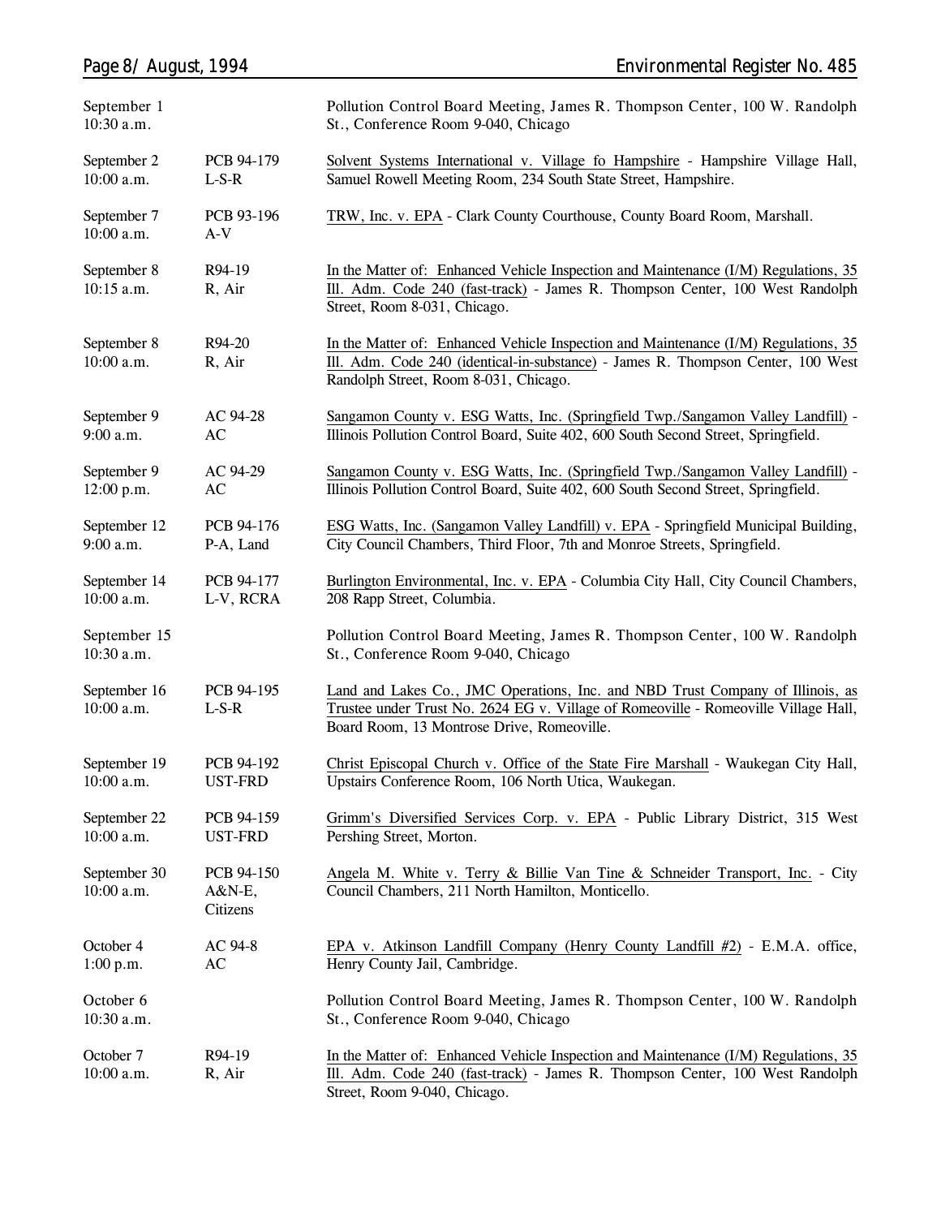| | | |
|---|---|---|
| September 1<br>10:30 a.m. | | Pollution Control Board Meeting, James R. Thompson Center, 100 W. Randolph St., Conference Room 9-040, Chicago |
| September 2<br>10:00 a.m. | PCB 94-179<br>L-S-R | Solvent Systems International v. Village fo Hampshire - Hampshire Village Hall, Samuel Rowell Meeting Room, 234 South State Street, Hampshire. |
| September 7<br>10:00 a.m. | PCB 93-196<br>A-V | TRW, Inc. v. EPA - Clark County Courthouse, County Board Room, Marshall. |
| September 8<br>10:15 a.m. | R94-19<br>R, Air | In the Matter of: Enhanced Vehicle Inspection and Maintenance (I/M) Regulations, 35 Ill. Adm. Code 240 (fast-track) - James R. Thompson Center, 100 West Randolph Street, Room 8-031, Chicago. |
| September 8<br>10:00 a.m. | R94-20<br>R, Air | In the Matter of: Enhanced Vehicle Inspection and Maintenance (I/M) Regulations, 35 Ill. Adm. Code 240 (identical-in-substance) - James R. Thompson Center, 100 West Randolph Street, Room 8-031, Chicago. |
| September 9<br>9:00 a.m. | AC 94-28<br>AC | Sangamon County v. ESG Watts, Inc. (Springfield Twp./Sangamon Valley Landfill) - Illinois Pollution Control Board, Suite 402, 600 South Second Street, Springfield. |
| September 9<br>12:00 p.m. | AC 94-29<br>AC | Sangamon County v. ESG Watts, Inc. (Springfield Twp./Sangamon Valley Landfill) - Illinois Pollution Control Board, Suite 402, 600 South Second Street, Springfield. |
| September 12<br>9:00 a.m. | PCB 94-176<br>P-A, Land | ESG Watts, Inc. (Sangamon Valley Landfill) v. EPA - Springfield Municipal Building, City Council Chambers, Third Floor, 7th and Monroe Streets, Springfield. |
| September 14<br>10:00 a.m. | PCB 94-177<br>L-V, RCRA | Burlington Environmental, Inc. v. EPA - Columbia City Hall, City Council Chambers, 208 Rapp Street, Columbia. |
| September 15<br>10:30 a.m. | | Pollution Control Board Meeting, James R. Thompson Center, 100 W. Randolph St., Conference Room 9-040, Chicago |
| September 16<br>10:00 a.m. | PCB 94-195<br>L-S-R | Land and Lakes Co., JMC Operations, Inc. and NBD Trust Company of Illinois, as Trustee under Trust No. 2624 EG v. Village of Romeoville - Romeoville Village Hall, Board Room, 13 Montrose Drive, Romeoville. |
| September 19<br>10:00 a.m. | PCB 94-192<br>UST-FRD | Christ Episcopal Church v. Office of the State Fire Marshall - Waukegan City Hall, Upstairs Conference Room, 106 North Utica, Waukegan. |
| September 22<br>10:00 a.m. | PCB 94-159<br>UST-FRD | Grimm's Diversified Services Corp. v. EPA - Public Library District, 315 West Pershing Street, Morton. |
| September 30<br>10:00 a.m. | PCB 94-150<br>A&N-E, Citizens | Angela M. White v. Terry & Billie Van Tine & Schneider Transport, Inc. - City Council Chambers, 211 North Hamilton, Monticello. |
| October 4<br>1:00 p.m. | AC 94-8<br>AC | EPA v. Atkinson Landfill Company (Henry County Landfill #2) - E.M.A. office, Henry County Jail, Cambridge. |
| October 6<br>10:30 a.m. | | Pollution Control Board Meeting, James R. Thompson Center, 100 W. Randolph St., Conference Room 9-040, Chicago |
| October 7<br>10:00 a.m. | R94-19<br>R, Air | In the Matter of: Enhanced Vehicle Inspection and Maintenance (I/M) Regulations, 35 Ill. Adm. Code 240 (fast-track) - James R. Thompson Center, 100 West Randolph Street, Room 9-040, Chicago. |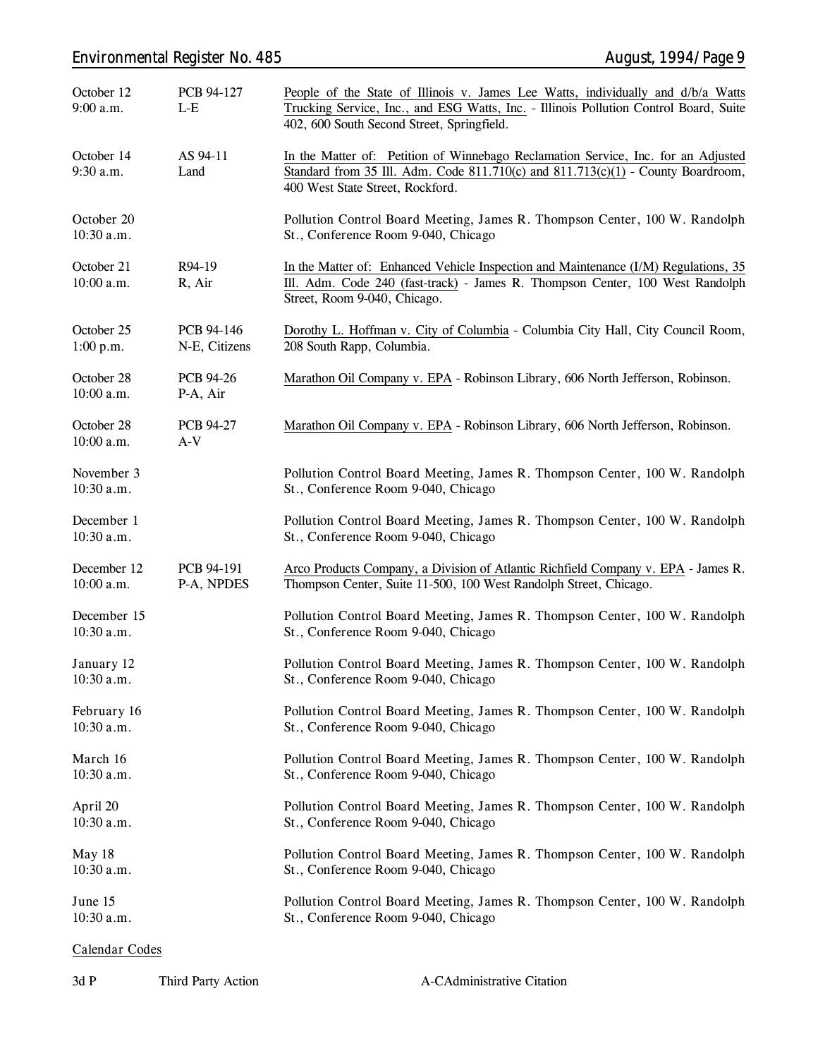| | | |
|---|---|---|
| October 12<br>9:00 a.m. | PCB 94-127<br>L-E | People of the State of Illinois v. James Lee Watts, individually and d/b/a Watts Trucking Service, Inc., and ESG Watts, Inc. - Illinois Pollution Control Board, Suite 402, 600 South Second Street, Springfield. |
| October 14<br>9:30 a.m. | AS 94-11<br>Land | In the Matter of: Petition of Winnebago Reclamation Service, Inc. for an Adjusted Standard from 35 Ill. Adm. Code 811.710(c) and 811.713(c)(1) - County Boardroom, 400 West State Street, Rockford. |
| October 20<br>10:30 a.m. | | Pollution Control Board Meeting, James R. Thompson Center, 100 W. Randolph St., Conference Room 9-040, Chicago |
| October 21<br>10:00 a.m. | R94-19<br>R, Air | In the Matter of: Enhanced Vehicle Inspection and Maintenance (I/M) Regulations, 35 Ill. Adm. Code 240 (fast-track) - James R. Thompson Center, 100 West Randolph Street, Room 9-040, Chicago. |
| October 25<br>1:00 p.m. | PCB 94-146<br>N-E, Citizens | Dorothy L. Hoffman v. City of Columbia - Columbia City Hall, City Council Room, 208 South Rapp, Columbia. |
| October 28<br>10:00 a.m. | PCB 94-26<br>P-A, Air | Marathon Oil Company v. EPA - Robinson Library, 606 North Jefferson, Robinson. |
| October 28<br>10:00 a.m. | PCB 94-27<br>A-V | Marathon Oil Company v. EPA - Robinson Library, 606 North Jefferson, Robinson. |
| November 3<br>10:30 a.m. | | Pollution Control Board Meeting, James R. Thompson Center, 100 W. Randolph St., Conference Room 9-040, Chicago |
| December 1<br>10:30 a.m. | | Pollution Control Board Meeting, James R. Thompson Center, 100 W. Randolph St., Conference Room 9-040, Chicago |
| December 12<br>10:00 a.m. | PCB 94-191<br>P-A, NPDES | Arco Products Company, a Division of Atlantic Richfield Company v. EPA - James R. Thompson Center, Suite 11-500, 100 West Randolph Street, Chicago. |
| December 15<br>10:30 a.m. | | Pollution Control Board Meeting, James R. Thompson Center, 100 W. Randolph St., Conference Room 9-040, Chicago |
| January 12<br>10:30 a.m. | | Pollution Control Board Meeting, James R. Thompson Center, 100 W. Randolph St., Conference Room 9-040, Chicago |
| February 16<br>10:30 a.m. | | Pollution Control Board Meeting, James R. Thompson Center, 100 W. Randolph St., Conference Room 9-040, Chicago |
| March 16<br>10:30 a.m. | | Pollution Control Board Meeting, James R. Thompson Center, 100 W. Randolph St., Conference Room 9-040, Chicago |
| April 20<br>10:30 a.m. | | Pollution Control Board Meeting, James R. Thompson Center, 100 W. Randolph St., Conference Room 9-040, Chicago |
| May 18<br>10:30 a.m. | | Pollution Control Board Meeting, James R. Thompson Center, 100 W. Randolph St., Conference Room 9-040, Chicago |
| June 15<br>10:30 a.m. | | Pollution Control Board Meeting, James R. Thompson Center, 100 W. Randolph St., Conference Room 9-040, Chicago |

Calendar Codes

| | | | |
|---|---|---|---|
| 3d P | Third Party Action | A-C | Administrative Citation |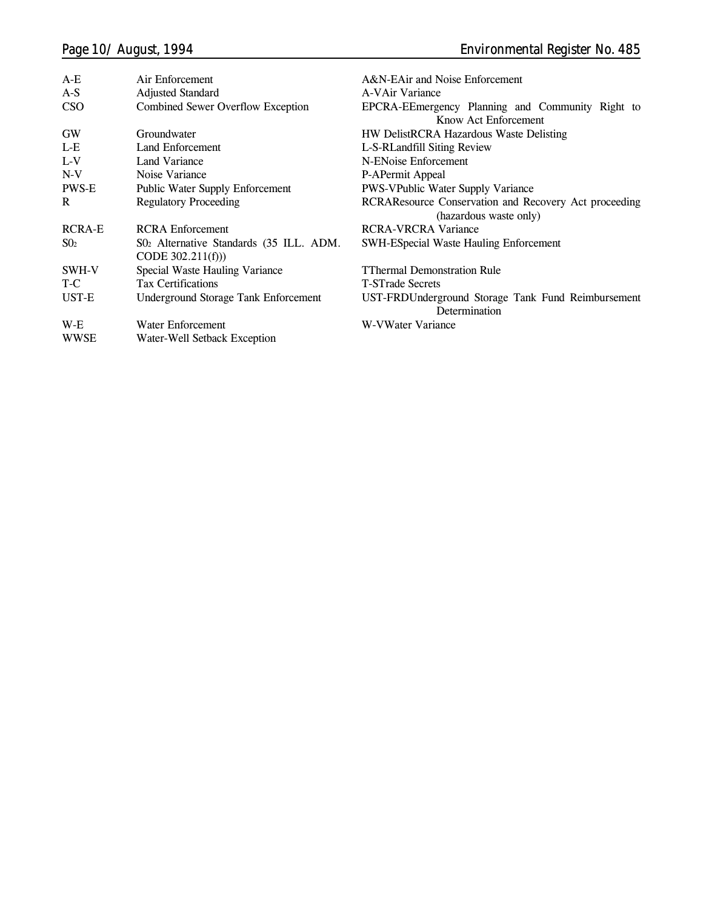| | | | |
|---|---|---|---|
| A-E | Air Enforcement | A&N-E | Air and Noise Enforcement |
| A-S | Adjusted Standard | A-V | Air Variance |
| CSO | Combined Sewer Overflow Exception | EPCRA-E | Emergency Planning and Community Right to Know Act Enforcement |
| GW | Groundwater | HW Delist | RCRA Hazardous Waste Delisting |
| L-E | Land Enforcement | L-S-R | Landfill Siting Review |
| L-V | Land Variance | N-E | Noise Enforcement |
| N-V | Noise Variance | P-A | Permit Appeal |
| PWS-E | Public Water Supply Enforcement | PWS-V | Public Water Supply Variance |
| R | Regulatory Proceeding | RCRA | Resource Conservation and Recovery Act proceeding (hazardous waste only) |
| RCRA-E | RCRA Enforcement | RCRA-V | RCRA Variance |
| $S0_2$ | $S0_2$ Alternative Standards (35 ILL. ADM. CODE 302.211(f))) | SWH-E | Special Waste Hauling Enforcement |
| SWH-V | Special Waste Hauling Variance | T | Thermal Demonstration Rule |
| T-C | Tax Certifications | T-S | Trade Secrets |
| UST-E | Underground Storage Tank Enforcement | UST-FRD | Underground Storage Tank Fund Reimbursement Determination |
| W-E | Water Enforcement | W-V | Water Variance |
| WWSE | Water-Well Setback Exception | | |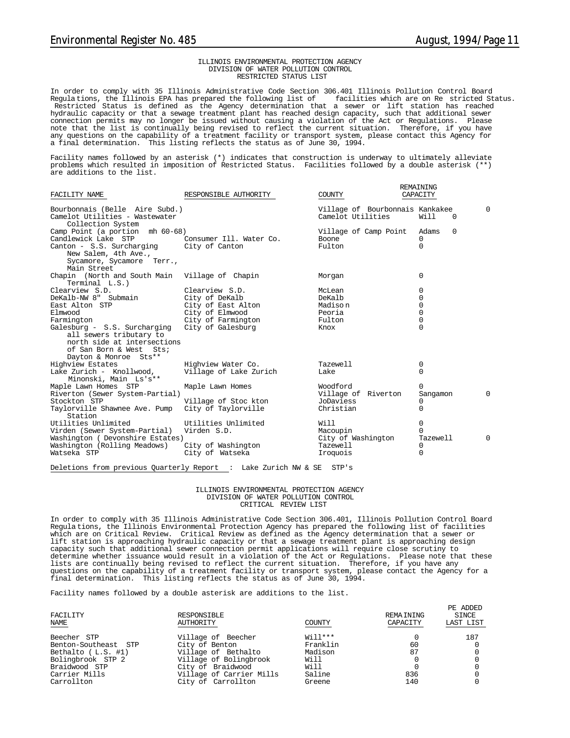ILLINOIS ENVIRONMENTAL PROTECTION AGENCY
DIVISION OF WATER POLLUTION CONTROL
RESTRICTED STATUS LIST

In order to comply with 35 Illinois Administrative Code Section 306.401 Illinois Pollution Control Board Regulations, the Illinois EPA has prepared the following list of facilities which are on Restricted Status. Restricted Status is defined as the Agency determination that a sewer or lift station has reached hydraulic capacity or that a sewage treatment plant has reached design capacity, such that additional sewer connection permits may no longer be issued without causing a violation of the Act or Regulations. Please note that the list is continually being revised to reflect the current situation. Therefore, if you have any questions on the capability of a treatment facility or transport system, please contact this Agency for a final determination. This listing reflects the status as of June 30, 1994.

Facility names followed by an asterisk (*) indicates that construction is underway to ultimately alleviate problems which resulted in imposition of Restricted Status. Facilities followed by a double asterisk (**) are additions to the list.

| FACILITY NAME | RESPONSIBLE AUTHORITY | COUNTY | REMAINING CAPACITY |
|---|---|---|---|
| Bourbonnais (Belle Aire Subd.) | Village of Bourbonnais | Kankakee | 0 |
| Camelot Utilities - Wastewater Collection System | Camelot Utilities | Will | 0 |
| Camp Point (a portion mh 60-68) | Village of Camp Point | Adams | 0 |
| Candlewick Lake STP | Consumer Ill. Water Co. | Boone | 0 |
| Canton - S.S. Surcharging New Salem, 4th Ave., Sycamore, Sycamore Terr., Main Street | City of Canton | Fulton | 0 |
| Chapin (North and South Main Terminal L.S.) | Village of Chapin | Morgan | 0 |
| Clearview S.D. | Clearview S.D. | McLean | 0 |
| DeKalb-NW 8" Submain | City of DeKalb | DeKalb | 0 |
| East Alton STP | City of East Alton | Madison | 0 |
| Elmwood | City of Elmwood | Peoria | 0 |
| Farmington | City of Farmington | Fulton | 0 |
| Galesburg - S.S. Surcharging all sewers tributary to north side at intersections of San Born & West Sts; Dayton & Monroe Sts** | City of Galesburg | Knox | 0 |
| Highview Estates | Highview Water Co. | Tazewell | 0 |
| Lake Zurich - Knollwood, Minonski, Main Ls's** | Village of Lake Zurich | Lake | 0 |
| Maple Lawn Homes STP | Maple Lawn Homes | Woodford | 0 |
| Riverton (Sewer System-Partial) | Village of Riverton | Sangamon | 0 |
| Stockton STP | Village of Stockton | JoDaviess | 0 |
| Taylorville Shawnee Ave. Pump Station | City of Taylorville | Christian | 0 |
| Utilities Unlimited | Utilities Unlimited | Will | 0 |
| Virden (Sewer System-Partial) | Virden S.D. | Macoupin | 0 |
| Washington (Devonshire Estates) | City of Washington | Tazewell | 0 |
| Washington (Rolling Meadows) | City of Washington | Tazewell | 0 |
| Watseka STP | City of Watseka | Iroquois | 0 |

Deletions from previous Quarterly Report : Lake Zurich NW & SE STP's

ILLINOIS ENVIRONMENTAL PROTECTION AGENCY
DIVISION OF WATER POLLUTION CONTROL
CRITICAL REVIEW LIST

In order to comply with 35 Illinois Administrative Code Section 306.401, Illinois Pollution Control Board Regulations, the Illinois Environmental Protection Agency has prepared the following list of facilities which are on Critical Review. Critical Review as defined as the Agency determination that a sewer or lift station is approaching hydraulic capacity or that a sewage treatment plant is approaching design capacity such that additional sewer connection permit applications will require close scrutiny to determine whether issuance would result in a violation of the Act or Regulations. Please note that these lists are continually being revised to reflect the current situation. Therefore, if you have any questions on the capability of a treatment facility or transport system, please contact the Agency for a final determination. This listing reflects the status as of June 30, 1994.

Facility names followed by a double asterisk are additions to the list.

| FACILITY NAME | RESPONSIBLE AUTHORITY | COUNTY | REMAINING CAPACITY | PE ADDED SINCE LAST LIST |
|---|---|---|---|---|
| Beecher STP | Village of Beecher | Will*** | 0 | 187 |
| Benton-Southeast STP | City of Benton | Franklin | 60 | 0 |
| Bethalto (L.S. #1) | Village of Bethalto | Madison | 87 | 0 |
| Bolingbrook STP 2 | Village of Bolingbrook | Will | 0 | 0 |
| Braidwood STP | City of Braidwood | Will | 0 | 0 |
| Carrier Mills | Village of Carrier Mills | Saline | 836 | 0 |
| Carrollton | City of Carrollton | Greene | 140 | 0 |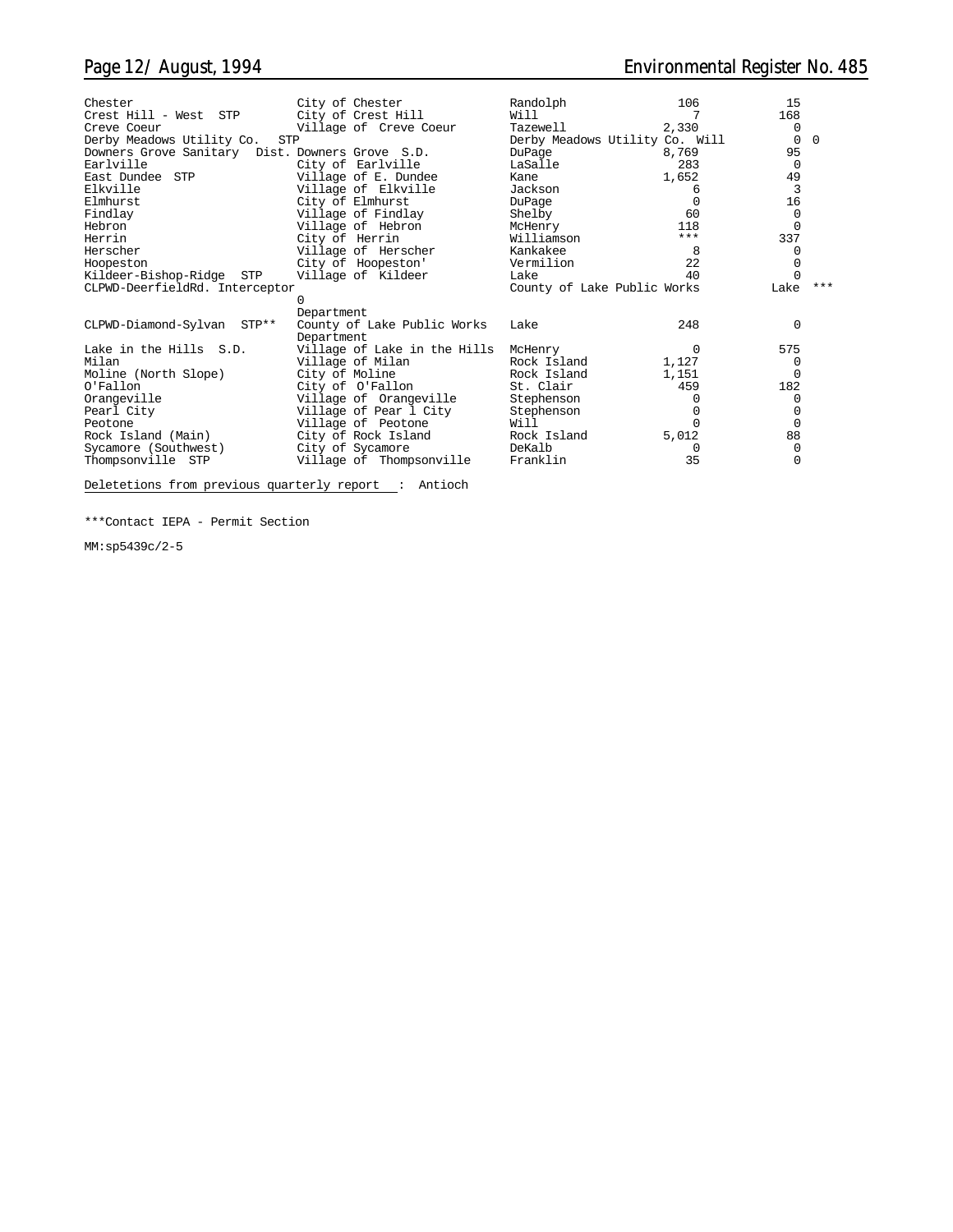| | | | | |
|---|---|---|---|---|
| Chester | City of Chester | Randolph | 106 | 15 |
| Crest Hill - West STP | City of Crest Hill | Will | 7 | 168 |
| Creve Coeur | Village of Creve Coeur | Tazewell | 2,330 | 0 |
| Derby Meadows Utility Co. STP | Derby Meadows Utility Co. | Will | 0 | 0 |
| Downers Grove Sanitary | Dist. Downers Grove S.D. | DuPage | 8,769 | 95 |
| Earlville | City of Earlville | LaSalle | 283 | 0 |
| East Dundee STP | Village of E. Dundee | Kane | 1,652 | 49 |
| Elkville | Village of Elkville | Jackson | 6 | 3 |
| Elmhurst | City of Elmhurst | DuPage | 0 | 16 |
| Findlay | Village of Findlay | Shelby | 60 | 0 |
| Hebron | Village of Hebron | McHenry | 118 | 0 |
| Herrin | City of Herrin | Williamson | *** | 337 |
| Herscher | Village of Herscher | Kankakee | 8 | 0 |
| Hoopeston | City of Hoopeston' | Vermilion | 22 | 0 |
| Kildeer-Bishop-Ridge STP | Village of Kildeer | Lake | 40 | 0 |
| CLPWD-DeerfieldRd. Interceptor | County of Lake Public Works Department | Lake | *** | 0 |
| CLPWD-Diamond-Sylvan STP** | County of Lake Public Works Department | Lake | 248 | 0 |
| Lake in the Hills S.D. | Village of Lake in the Hills | McHenry | 0 | 575 |
| Milan | Village of Milan | Rock Island | 1,127 | 0 |
| Moline (North Slope) | City of Moline | Rock Island | 1,151 | 0 |
| O'Fallon | City of O'Fallon | St. Clair | 459 | 182 |
| Orangeville | Village of Orangeville | Stephenson | 0 | 0 |
| Pearl City | Village of Pear l City | Stephenson | 0 | 0 |
| Peotone | Village of Peotone | Will | 0 | 0 |
| Rock Island (Main) | City of Rock Island | Rock Island | 5,012 | 88 |
| Sycamore (Southwest) | City of Sycamore | DeKalb | 0 | 0 |
| Thompsonville STP | Village of Thompsonville | Franklin | 35 | 0 |

Deletetions from previous quarterly report : Antioch

***Contact IEPA - Permit Section

MM:sp5439c/2-5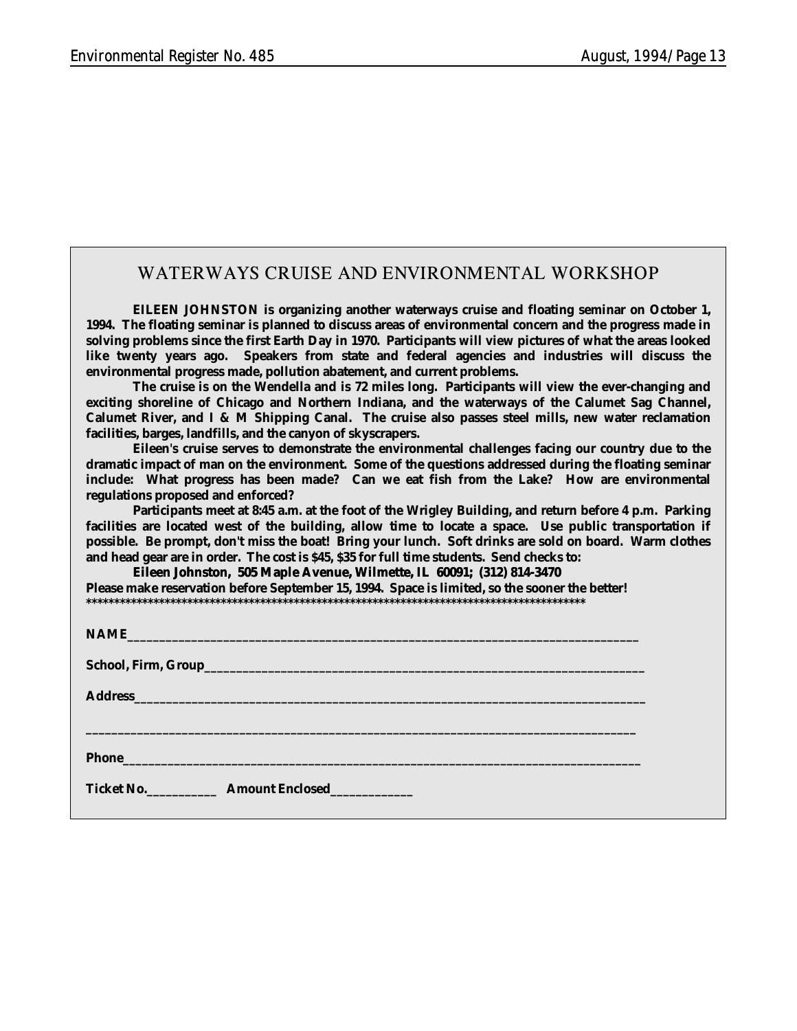## WATERWAYS CRUISE AND ENVIRONMENTAL WORKSHOP

**EILEEN JOHNSTON is organizing another waterways cruise and floating seminar on October 1, 1994. The floating seminar is planned to discuss areas of environmental concern and the progress made in solving problems since the first Earth Day in 1970. Participants will view pictures of what the areas looked like twenty years ago. Speakers from state and federal agencies and industries will discuss the environmental progress made, pollution abatement, and current problems.**

**The cruise is on the Wendella and is 72 miles long. Participants will view the ever-changing and exciting shoreline of Chicago and Northern Indiana, and the waterways of the Calumet Sag Channel, Calumet River, and I & M Shipping Canal. The cruise also passes steel mills, new water reclamation facilities, barges, landfills, and the canyon of skyscrapers.**

**Eileen's cruise serves to demonstrate the environmental challenges facing our country due to the dramatic impact of man on the environment. Some of the questions addressed during the floating seminar include: What progress has been made? Can we eat fish from the Lake? How are environmental regulations proposed and enforced?**

**Participants meet at 8:45 a.m. at the foot of the Wrigley Building, and return before 4 p.m. Parking facilities are located west of the building, allow time to locate a space. Use public transportation if possible. Be prompt, don't miss the boat! Bring your lunch. Soft drinks are sold on board. Warm clothes and head gear are in order. The cost is $45, $35 for full time students. Send checks to:**

**Eileen Johnston, 505 Maple Avenue, Wilmette, IL 60091; (312) 814-3470**

**Please make reservation before September 15, 1994. Space is limited, so the sooner the better!**

**********************************************************************************************

**NAME**________________________________________________________________________

**School, Firm, Group**______________________________________________________________

**Address**______________________________________________________________________

________________________________________________________________________________

**Phone**________________________________________________________________________

**Ticket No.**___________ **Amount Enclosed**_____________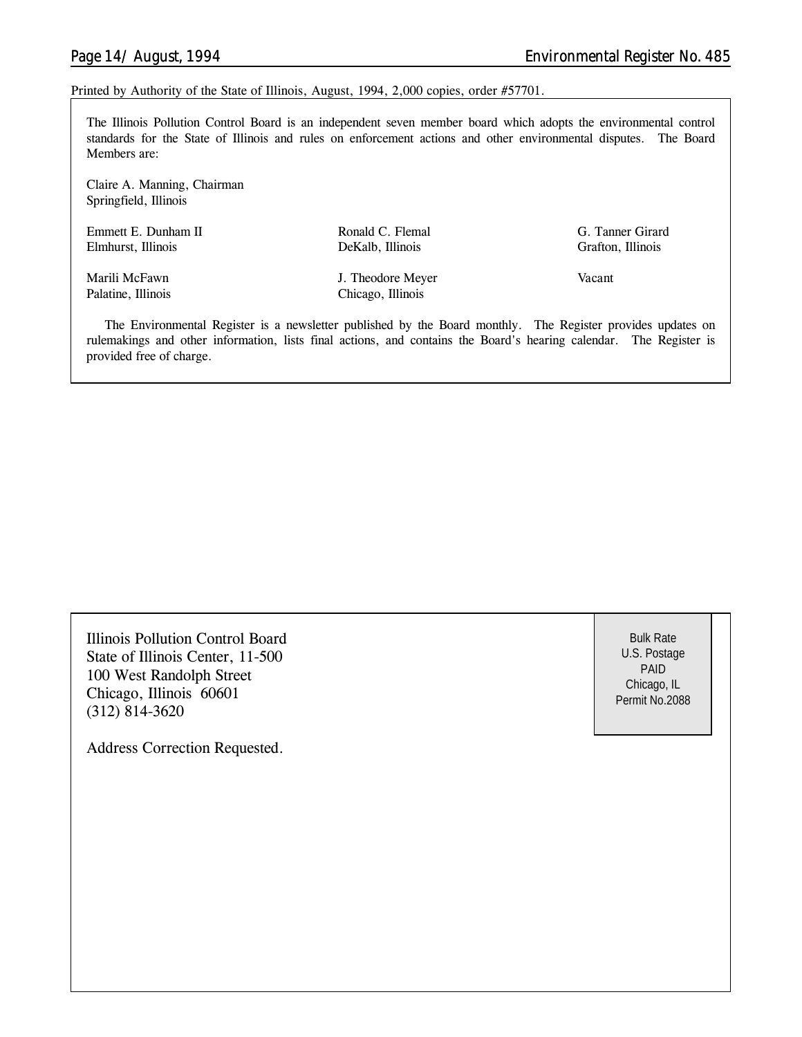Printed by Authority of the State of Illinois, August, 1994, 2,000 copies, order #57701.

The Illinois Pollution Control Board is an independent seven member board which adopts the environmental control standards for the State of Illinois and rules on enforcement actions and other environmental disputes. The Board Members are:

Claire A. Manning, Chairman
Springfield, Illinois

| | | |
|---|---|---|
| Emmett E. Dunham II<br>Elmhurst, Illinois | Ronald C. Flemal<br>DeKalb, Illinois | G. Tanner Girard<br>Grafton, Illinois |
| Marili McFawn<br>Palatine, Illinois | J. Theodore Meyer<br>Chicago, Illinois | Vacant |

The Environmental Register is a newsletter published by the Board monthly. The Register provides updates on rulemakings and other information, lists final actions, and contains the Board's hearing calendar. The Register is provided free of charge.

Illinois Pollution Control Board
State of Illinois Center, 11-500
100 West Randolph Street
Chicago, Illinois 60601
(312) 814-3620

Address Correction Requested.

Bulk Rate
U.S. Postage
PAID
Chicago, IL
Permit No.2088